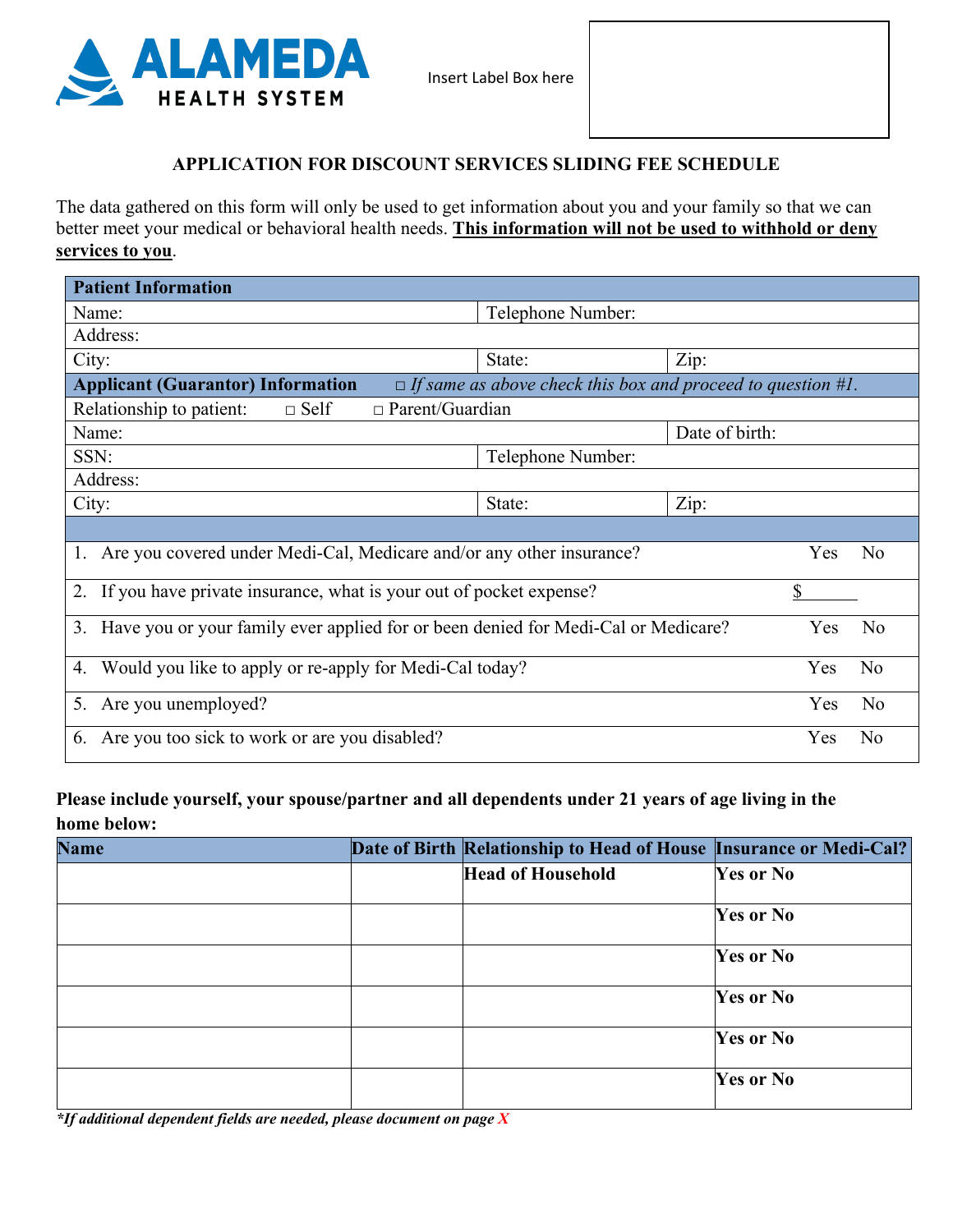ALAMEDA HEALTH SYSTEM

Insert Label Box here

## APPLICATION FOR DISCOUNT SERVICES SLIDING FEE SCHEDULE

The data gathered on this form will only be used to get information about you and your family so that we can better meet your medical or behavioral health needs. **This information will not be used to withhold or deny services to you**.

| **Patient Information** | | |
|---|---|---|
| Name: | Telephone Number: | |
| Address: | | |
| City: | State: | Zip: |
| **Applicant (Guarantor) Information** | *□ If same as above check this box and proceed to question #1.* | |
| Relationship to patient: □ Self □ Parent/Guardian | | |
| Name: | | Date of birth: |
| SSN: | Telephone Number: | |
| Address: | | |
| City: | State: | Zip: |

| Question | Answer |
|---|---|
| 1. Are you covered under Medi-Cal, Medicare and/or any other insurance? | Yes No |
| 2. If you have private insurance, what is your out of pocket expense? | $______ |
| 3. Have you or your family ever applied for or been denied for Medi-Cal or Medicare? | Yes No |
| 4. Would you like to apply or re-apply for Medi-Cal today? | Yes No |
| 5. Are you unemployed? | Yes No |
| 6. Are you too sick to work or are you disabled? | Yes No |

**Please include yourself, your spouse/partner and all dependents under 21 years of age living in the home below:**

| Name | Date of Birth | Relationship to Head of House | Insurance or Medi-Cal? |
|---|---|---|---|
| | | **Head of Household** | **Yes or No** |
| | | | **Yes or No** |
| | | | **Yes or No** |
| | | | **Yes or No** |
| | | | **Yes or No** |
| | | | **Yes or No** |

***If additional dependent fields are needed, please document on page X***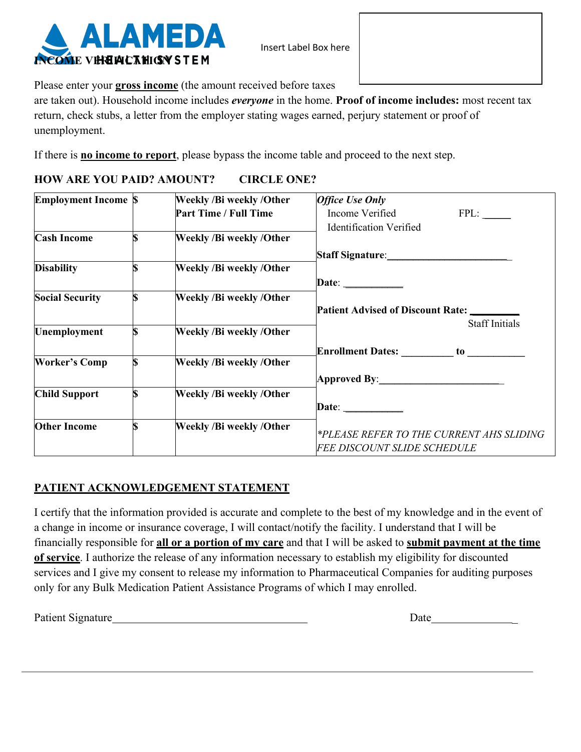ALAMEDA HEALTH SYSTEM

# INCOME VERIFICATION

Insert Label Box here

Please enter your **gross income** (the amount received before taxes are taken out). Household income includes ***everyone*** in the home. **Proof of income includes:** most recent tax return, check stubs, a letter from the employer stating wages earned, perjury statement or proof of unemployment.

If there is **no income to report**, please bypass the income table and proceed to the next step.

**HOW ARE YOU PAID? AMOUNT? CIRCLE ONE?**

| | | | |
|---|---|---|---|
| **Employment Income** | **$** | **Weekly /Bi weekly /Other**<br>**Part Time / Full Time** | ***Office Use Only***<br>Income Verified FPL: _____<br>Identification Verified |
| **Cash Income** | **$** | **Weekly /Bi weekly /Other** | **Staff Signature**:_______________________ |
| **Disability** | **$** | **Weekly /Bi weekly /Other** | **Date**: ___________ |
| **Social Security** | **$** | **Weekly /Bi weekly /Other** | **Patient Advised of Discount Rate: _________**<br>Staff Initials |
| **Unemployment** | **$** | **Weekly /Bi weekly /Other** | **Enrollment Dates: _________ to ___________** |
| **Worker's Comp** | **$** | **Weekly /Bi weekly /Other** | **Approved By**:_______________________ |
| **Child Support** | **$** | **Weekly /Bi weekly /Other** | **Date**: ___________ |
| **Other Income** | **$** | **Weekly /Bi weekly /Other** | **\*PLEASE REFER TO THE CURRENT AHS SLIDING FEE DISCOUNT SLIDE SCHEDULE** |

## PATIENT ACKNOWLEDGEMENT STATEMENT

I certify that the information provided is accurate and complete to the best of my knowledge and in the event of a change in income or insurance coverage, I will contact/notify the facility. I understand that I will be financially responsible for **all or a portion of my care** and that I will be asked to **submit payment at the time of service**. I authorize the release of any information necessary to establish my eligibility for discounted services and I give my consent to release my information to Pharmaceutical Companies for auditing purposes only for any Bulk Medication Patient Assistance Programs of which I may enrolled.

Patient Signature__________________________________ Date_______________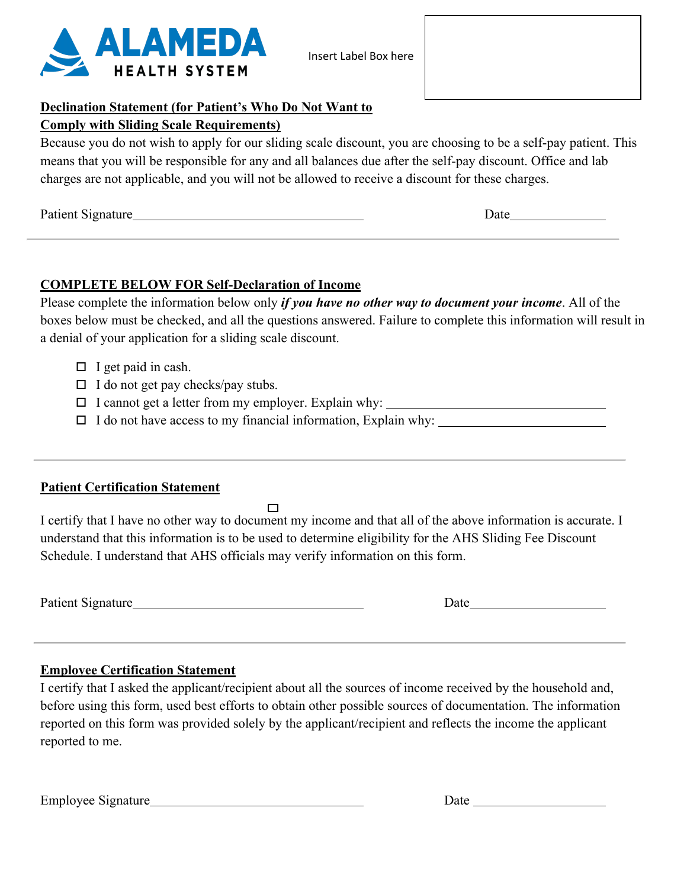ALAMEDA HEALTH SYSTEM

Insert Label Box here

**Declination Statement (for Patient's Who Do Not Want to Comply with Sliding Scale Requirements)**

Because you do not wish to apply for our sliding scale discount, you are choosing to be a self-pay patient. This means that you will be responsible for any and all balances due after the self-pay discount. Office and lab charges are not applicable, and you will not be allowed to receive a discount for these charges.

Patient Signature\_\_\_\_\_\_\_\_\_\_\_\_\_\_\_\_\_\_\_\_\_\_\_\_\_\_\_\_\_\_\_\_\_\_\_ Date\_\_\_\_\_\_\_\_\_\_\_\_\_\_

---

**COMPLETE BELOW FOR Self-Declaration of Income**

Please complete the information below only ***if you have no other way to document your income***. All of the boxes below must be checked, and all the questions answered. Failure to complete this information will result in a denial of your application for a sliding scale discount.

- ☐ I get paid in cash.
- ☐ I do not get pay checks/pay stubs.
- ☐ I cannot get a letter from my employer. Explain why: \_\_\_\_\_\_\_\_\_\_\_\_\_\_\_\_\_\_\_\_\_\_\_\_\_\_\_\_\_\_\_\_
- ☐ I do not have access to my financial information, Explain why: \_\_\_\_\_\_\_\_\_\_\_\_\_\_\_\_\_\_\_\_\_\_\_\_\_

---

**Patient Certification Statement**

☐

I certify that I have no other way to document my income and that all of the above information is accurate. I understand that this information is to be used to determine eligibility for the AHS Sliding Fee Discount Schedule. I understand that AHS officials may verify information on this form.

Patient Signature\_\_\_\_\_\_\_\_\_\_\_\_\_\_\_\_\_\_\_\_\_\_\_\_\_\_\_\_\_\_\_\_\_\_\_ Date\_\_\_\_\_\_\_\_\_\_\_\_\_\_\_\_\_\_\_\_

---

**Employee Certification Statement**

I certify that I asked the applicant/recipient about all the sources of income received by the household and, before using this form, used best efforts to obtain other possible sources of documentation. The information reported on this form was provided solely by the applicant/recipient and reflects the income the applicant reported to me.

Employee Signature\_\_\_\_\_\_\_\_\_\_\_\_\_\_\_\_\_\_\_\_\_\_\_\_\_\_\_\_\_\_\_\_ Date \_\_\_\_\_\_\_\_\_\_\_\_\_\_\_\_\_\_\_\_